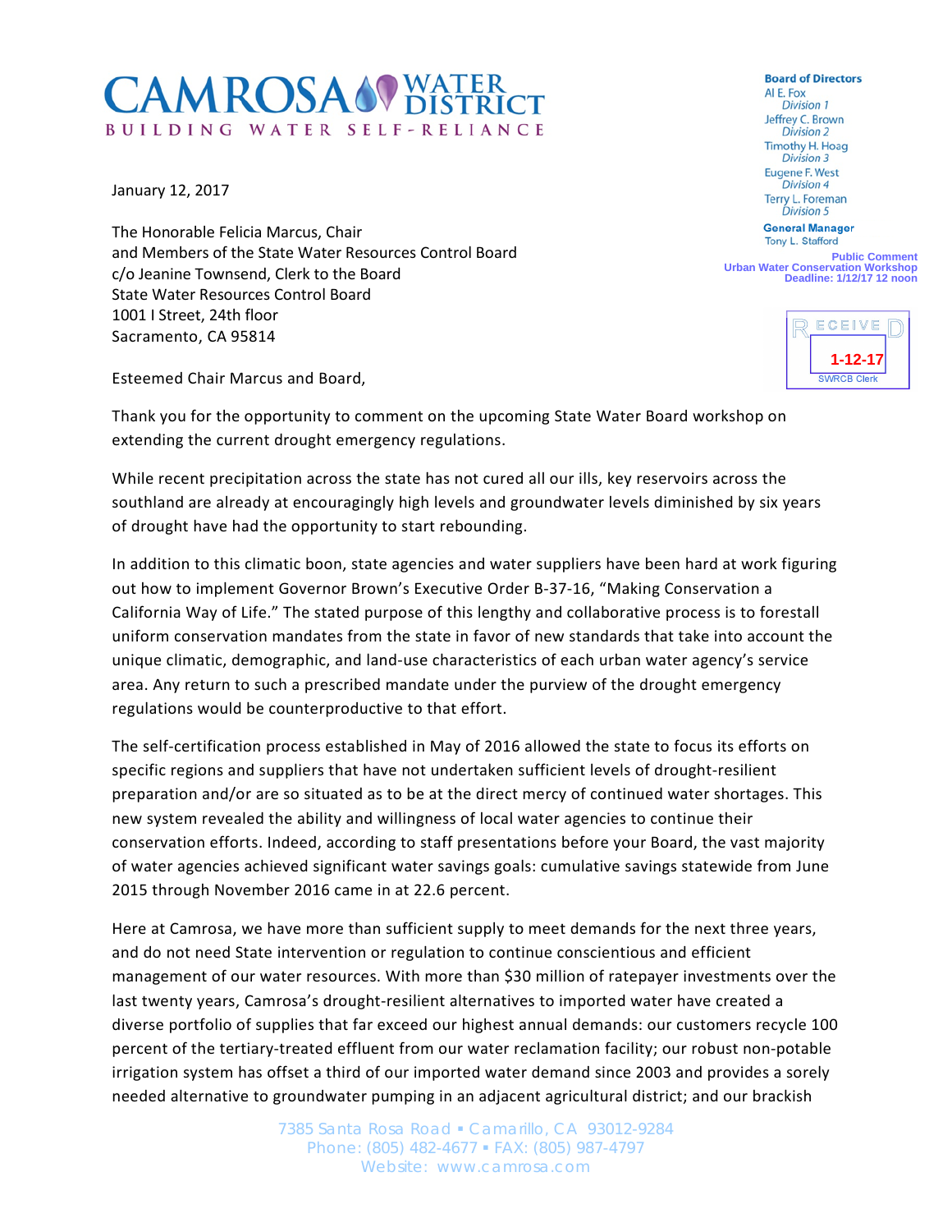# CAMROSA WATER DISTRICT

BUILDING WATER SELF-RELIANCE

**Board of Directors**
Al E. Fox
*Division 1*
Jeffrey C. Brown
*Division 2*
Timothy H. Hoag
*Division 3*
Eugene F. West
*Division 4*
Terry L. Foreman
*Division 5*

**General Manager**
Tony L. Stafford

**Public Comment**
**Urban Water Conservation Workshop**
**Deadline: 1/12/17 12 noon**

RECEIVED
1-12-17
SWRCB Clerk

January 12, 2017

The Honorable Felicia Marcus, Chair
and Members of the State Water Resources Control Board
c/o Jeanine Townsend, Clerk to the Board
State Water Resources Control Board
1001 I Street, 24th floor
Sacramento, CA 95814

Esteemed Chair Marcus and Board,

Thank you for the opportunity to comment on the upcoming State Water Board workshop on extending the current drought emergency regulations.

While recent precipitation across the state has not cured all our ills, key reservoirs across the southland are already at encouragingly high levels and groundwater levels diminished by six years of drought have had the opportunity to start rebounding.

In addition to this climatic boon, state agencies and water suppliers have been hard at work figuring out how to implement Governor Brown's Executive Order B-37-16, "Making Conservation a California Way of Life." The stated purpose of this lengthy and collaborative process is to forestall uniform conservation mandates from the state in favor of new standards that take into account the unique climatic, demographic, and land-use characteristics of each urban water agency's service area. Any return to such a prescribed mandate under the purview of the drought emergency regulations would be counterproductive to that effort.

The self-certification process established in May of 2016 allowed the state to focus its efforts on specific regions and suppliers that have not undertaken sufficient levels of drought-resilient preparation and/or are so situated as to be at the direct mercy of continued water shortages. This new system revealed the ability and willingness of local water agencies to continue their conservation efforts. Indeed, according to staff presentations before your Board, the vast majority of water agencies achieved significant water savings goals: cumulative savings statewide from June 2015 through November 2016 came in at 22.6 percent.

Here at Camrosa, we have more than sufficient supply to meet demands for the next three years, and do not need State intervention or regulation to continue conscientious and efficient management of our water resources. With more than $30 million of ratepayer investments over the last twenty years, Camrosa's drought-resilient alternatives to imported water have created a diverse portfolio of supplies that far exceed our highest annual demands: our customers recycle 100 percent of the tertiary-treated effluent from our water reclamation facility; our robust non-potable irrigation system has offset a third of our imported water demand since 2003 and provides a sorely needed alternative to groundwater pumping in an adjacent agricultural district; and our brackish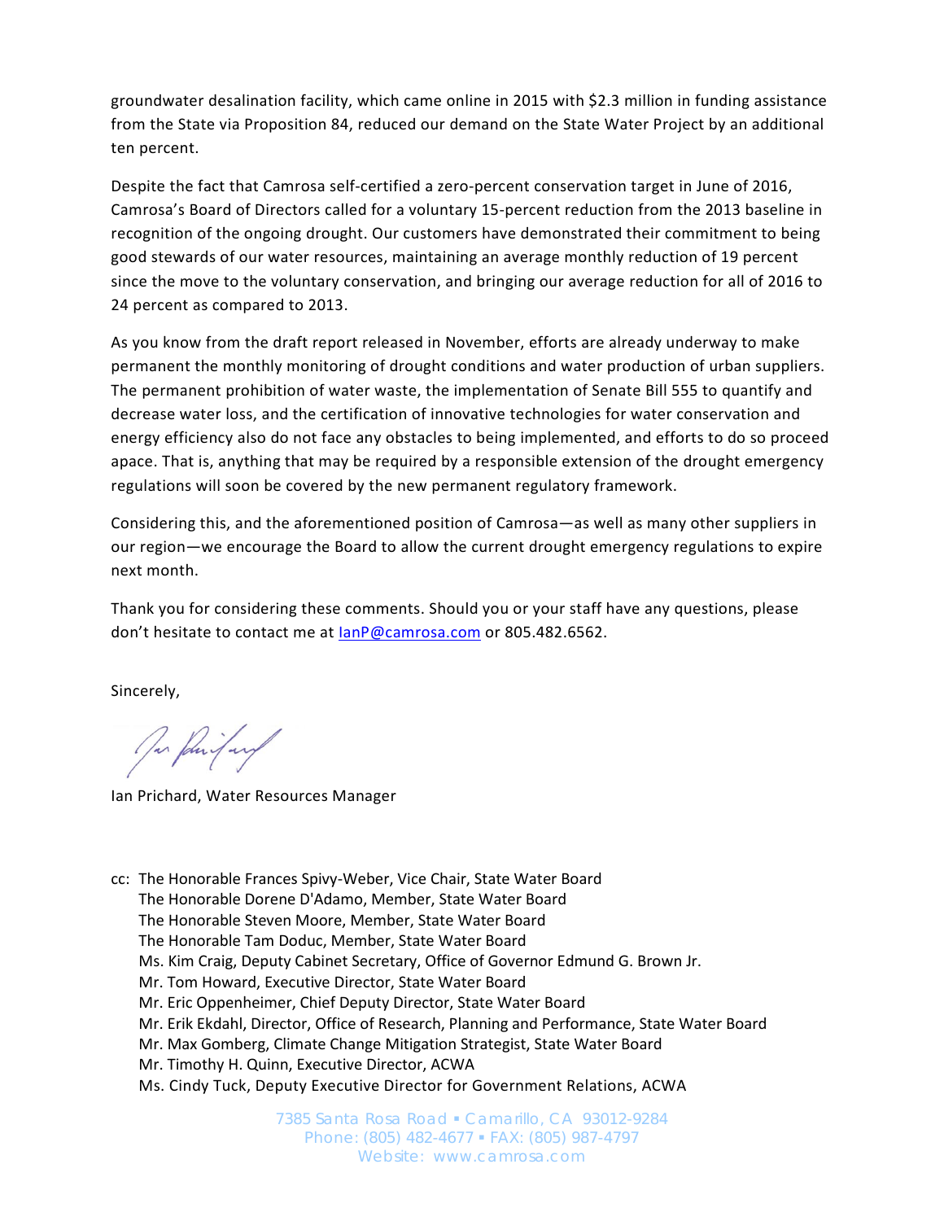groundwater desalination facility, which came online in 2015 with $2.3 million in funding assistance from the State via Proposition 84, reduced our demand on the State Water Project by an additional ten percent.

Despite the fact that Camrosa self-certified a zero-percent conservation target in June of 2016, Camrosa's Board of Directors called for a voluntary 15-percent reduction from the 2013 baseline in recognition of the ongoing drought. Our customers have demonstrated their commitment to being good stewards of our water resources, maintaining an average monthly reduction of 19 percent since the move to the voluntary conservation, and bringing our average reduction for all of 2016 to 24 percent as compared to 2013.

As you know from the draft report released in November, efforts are already underway to make permanent the monthly monitoring of drought conditions and water production of urban suppliers. The permanent prohibition of water waste, the implementation of Senate Bill 555 to quantify and decrease water loss, and the certification of innovative technologies for water conservation and energy efficiency also do not face any obstacles to being implemented, and efforts to do so proceed apace. That is, anything that may be required by a responsible extension of the drought emergency regulations will soon be covered by the new permanent regulatory framework.

Considering this, and the aforementioned position of Camrosa—as well as many other suppliers in our region—we encourage the Board to allow the current drought emergency regulations to expire next month.

Thank you for considering these comments. Should you or your staff have any questions, please don't hesitate to contact me at IanP@camrosa.com or 805.482.6562.

Sincerely,

Ian Prichard, Water Resources Manager

cc: The Honorable Frances Spivy-Weber, Vice Chair, State Water Board
The Honorable Dorene D'Adamo, Member, State Water Board
The Honorable Steven Moore, Member, State Water Board
The Honorable Tam Doduc, Member, State Water Board
Ms. Kim Craig, Deputy Cabinet Secretary, Office of Governor Edmund G. Brown Jr.
Mr. Tom Howard, Executive Director, State Water Board
Mr. Eric Oppenheimer, Chief Deputy Director, State Water Board
Mr. Erik Ekdahl, Director, Office of Research, Planning and Performance, State Water Board
Mr. Max Gomberg, Climate Change Mitigation Strategist, State Water Board
Mr. Timothy H. Quinn, Executive Director, ACWA
Ms. Cindy Tuck, Deputy Executive Director for Government Relations, ACWA

7385 Santa Rosa Road ▪ Camarillo, CA 93012-9284
Phone: (805) 482-4677 ▪ FAX: (805) 987-4797
Website: www.camrosa.com